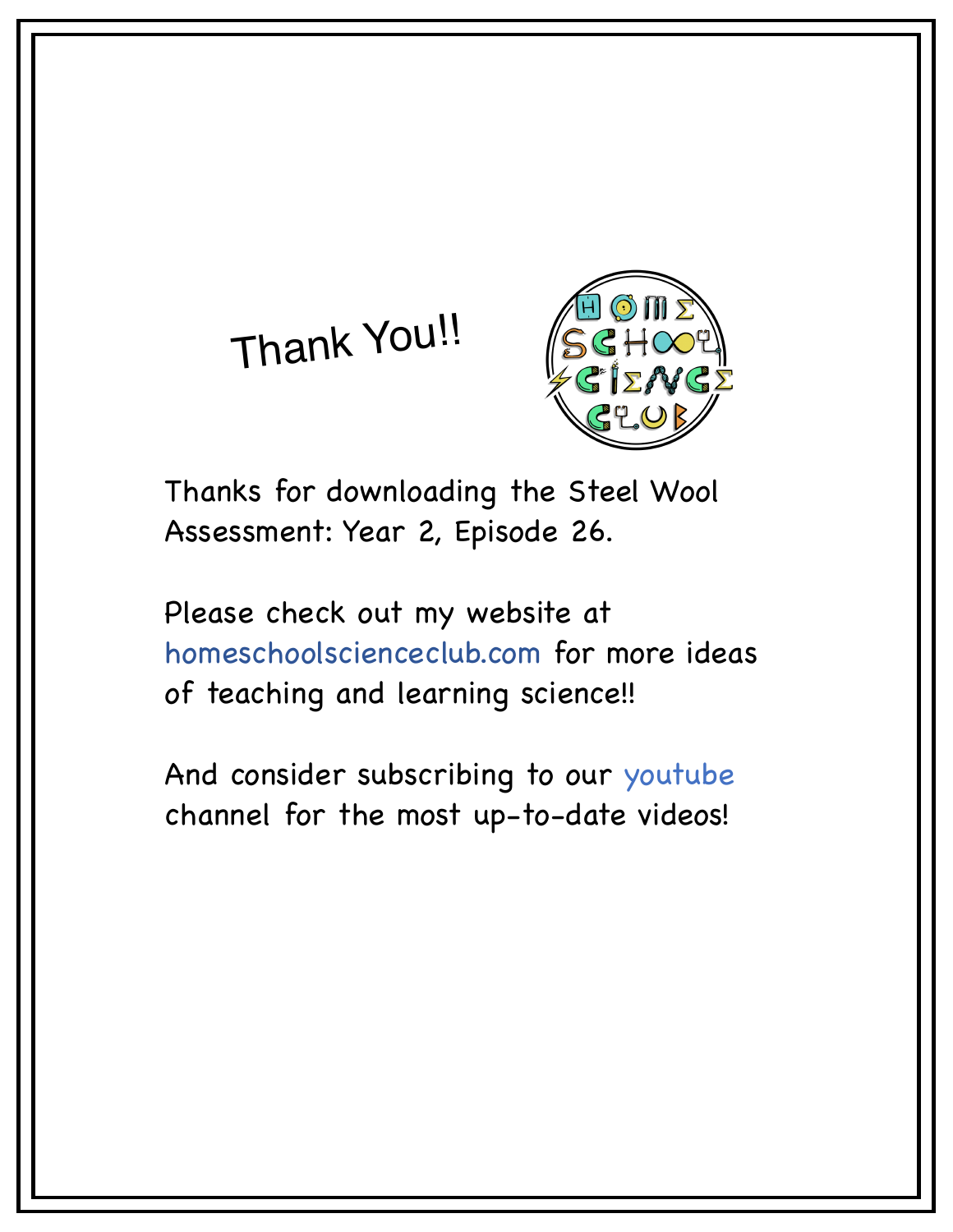# Thank You!!

Thanks for downloading the Steel Wool Assessment: Year 2, Episode 26.

Please check out my website at homeschoolscienceclub.com for more ideas of teaching and learning science!!

And consider subscribing to our youtube channel for the most up-to-date videos!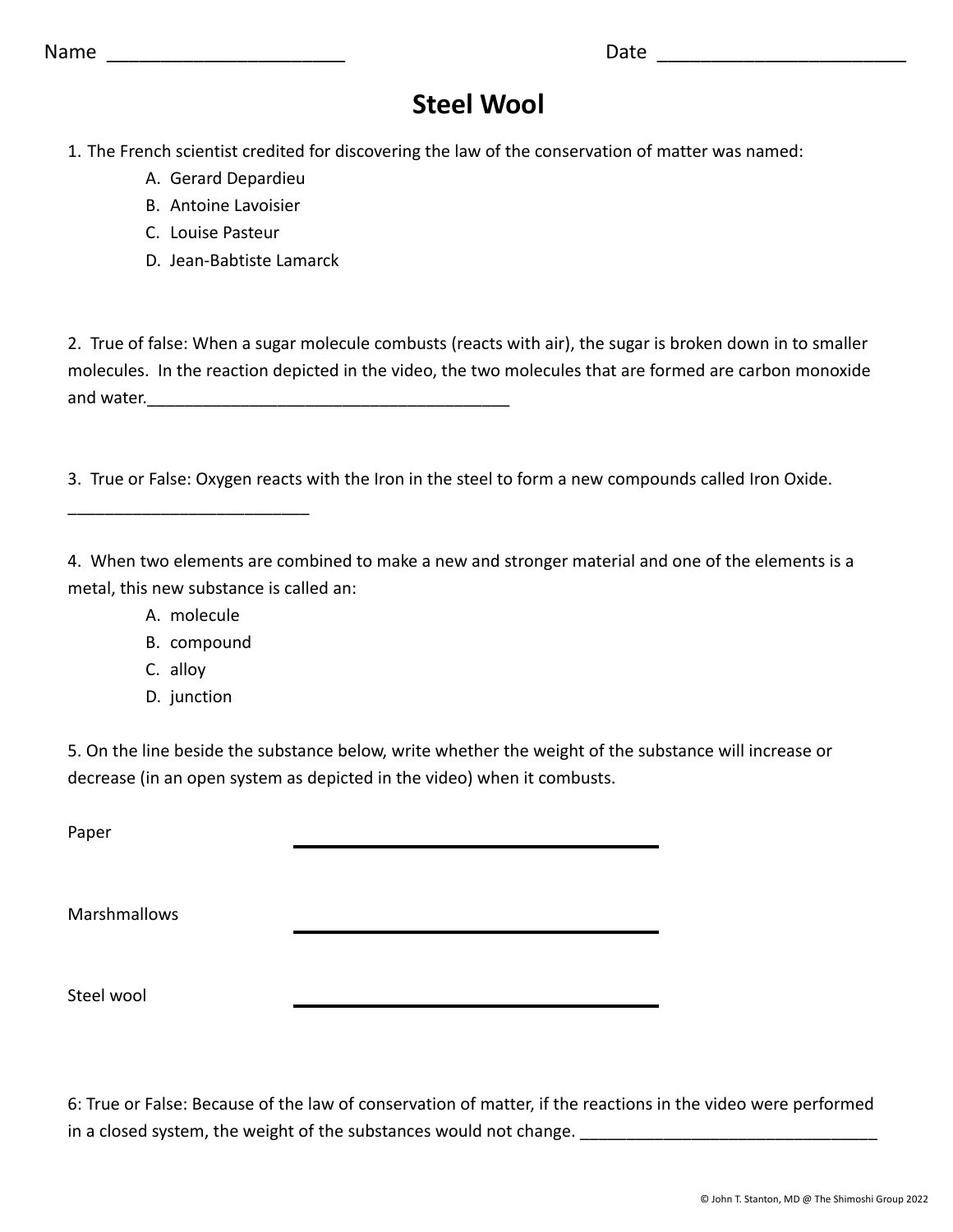Name ______________________ Date ________________________

# Steel Wool

1. The French scientist credited for discovering the law of the conservation of matter was named:
   - A. Gerard Depardieu
   - B. Antoine Lavoisier
   - C. Louise Pasteur
   - D. Jean-Babtiste Lamarck

2. True of false: When a sugar molecule combusts (reacts with air), the sugar is broken down in to smaller molecules. In the reaction depicted in the video, the two molecules that are formed are carbon monoxide and water.________________________________________

3. True or False: Oxygen reacts with the Iron in the steel to form a new compounds called Iron Oxide. __________________________

4. When two elements are combined to make a new and stronger material and one of the elements is a metal, this new substance is called an:
   - A. molecule
   - B. compound
   - C. alloy
   - D. junction

5. On the line beside the substance below, write whether the weight of the substance will increase or decrease (in an open system as depicted in the video) when it combusts.

Paper ________________________________

Marshmallows ________________________________

Steel wool ________________________________

6: True or False: Because of the law of conservation of matter, if the reactions in the video were performed in a closed system, the weight of the substances would not change. ________________________________

© John T. Stanton, MD @ The Shimoshi Group 2022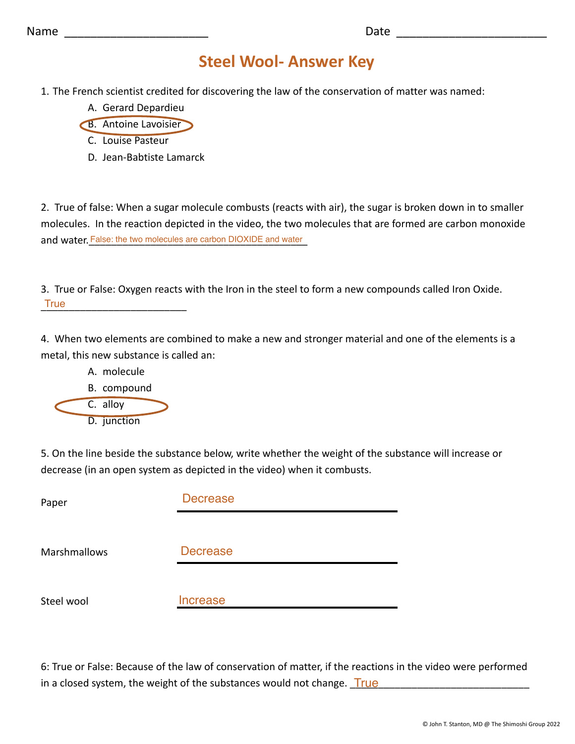Name ______________________ Date ________________________

# Steel Wool- Answer Key

1. The French scientist credited for discovering the law of the conservation of matter was named:
   - A. Gerard Depardieu
   - **B. Antoine Lavoisier** (circled)
   - C. Louise Pasteur
   - D. Jean-Babtiste Lamarck

2. True of false: When a sugar molecule combusts (reacts with air), the sugar is broken down in to smaller molecules. In the reaction depicted in the video, the two molecules that are formed are carbon monoxide and water. False: the two molecules are carbon DIOXIDE and water

3. True or False: Oxygen reacts with the Iron in the steel to form a new compounds called Iron Oxide. True

4. When two elements are combined to make a new and stronger material and one of the elements is a metal, this new substance is called an:
   - A. molecule
   - B. compound
   - **C. alloy** (circled)
   - D. junction

5. On the line beside the substance below, write whether the weight of the substance will increase or decrease (in an open system as depicted in the video) when it combusts.

Paper Decrease

Marshmallows Decrease

Steel wool Increase

6: True or False: Because of the law of conservation of matter, if the reactions in the video were performed in a closed system, the weight of the substances would not change. True

© John T. Stanton, MD @ The Shimoshi Group 2022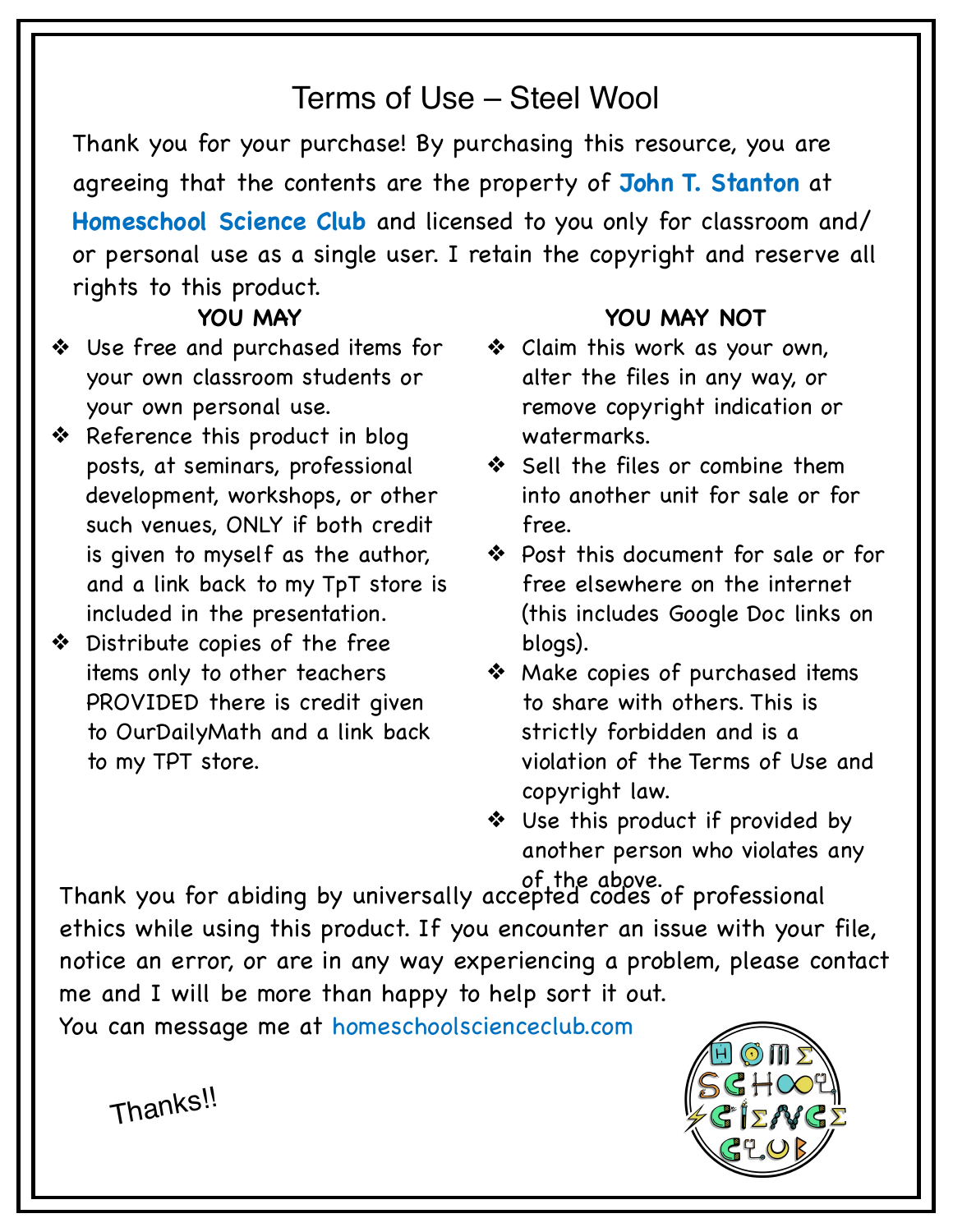# Terms of Use – Steel Wool

Thank you for your purchase! By purchasing this resource, you are agreeing that the contents are the property of **John T. Stanton** at **Homeschool Science Club** and licensed to you only for classroom and/or personal use as a single user. I retain the copyright and reserve all rights to this product.

**YOU MAY**

- Use free and purchased items for your own classroom students or your own personal use.
- Reference this product in blog posts, at seminars, professional development, workshops, or other such venues, ONLY if both credit is given to myself as the author, and a link back to my TpT store is included in the presentation.
- Distribute copies of the free items only to other teachers PROVIDED there is credit given to OurDailyMath and a link back to my TPT store.

**YOU MAY NOT**

- Claim this work as your own, alter the files in any way, or remove copyright indication or watermarks.
- Sell the files or combine them into another unit for sale or for free.
- Post this document for sale or for free elsewhere on the internet (this includes Google Doc links on blogs).
- Make copies of purchased items to share with others. This is strictly forbidden and is a violation of the Terms of Use and copyright law.
- Use this product if provided by another person who violates any of the above.

Thank you for abiding by universally accepted codes of professional ethics while using this product. If you encounter an issue with your file, notice an error, or are in any way experiencing a problem, please contact me and I will be more than happy to help sort it out.

You can message me at homeschoolscienceclub.com

Thanks!!

HOME SCHOOL SCIENCE CLUB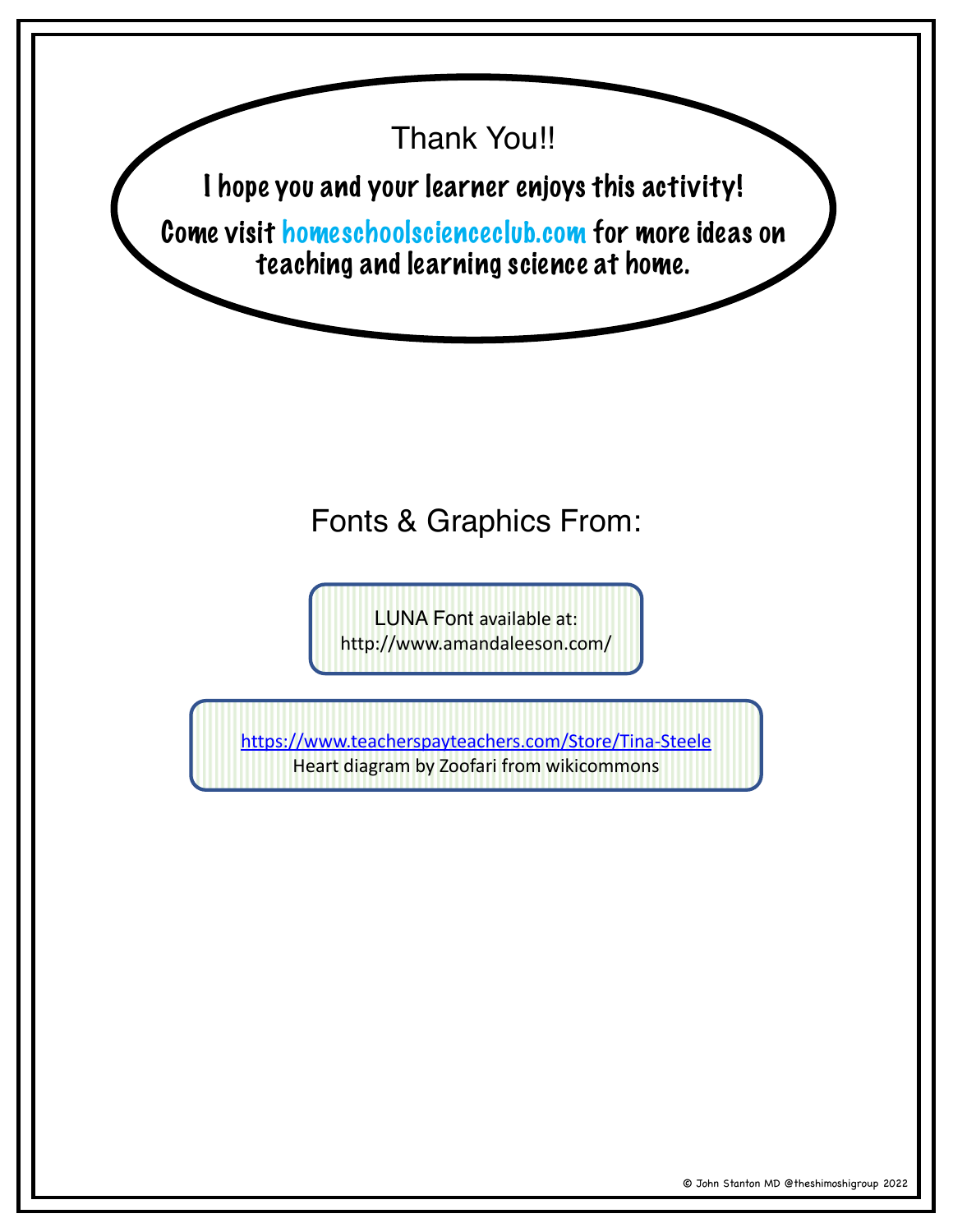Thank You!!

I hope you and your learner enjoys this activity!

Come visit homeschoolscienceclub.com for more ideas on teaching and learning science at home.

## Fonts & Graphics From:

LUNA Font available at:
http://www.amandaleeson.com/

https://www.teacherspayteachers.com/Store/Tina-Steele
Heart diagram by Zoofari from wikicommons

© John Stanton MD @theshimoshigroup 2022